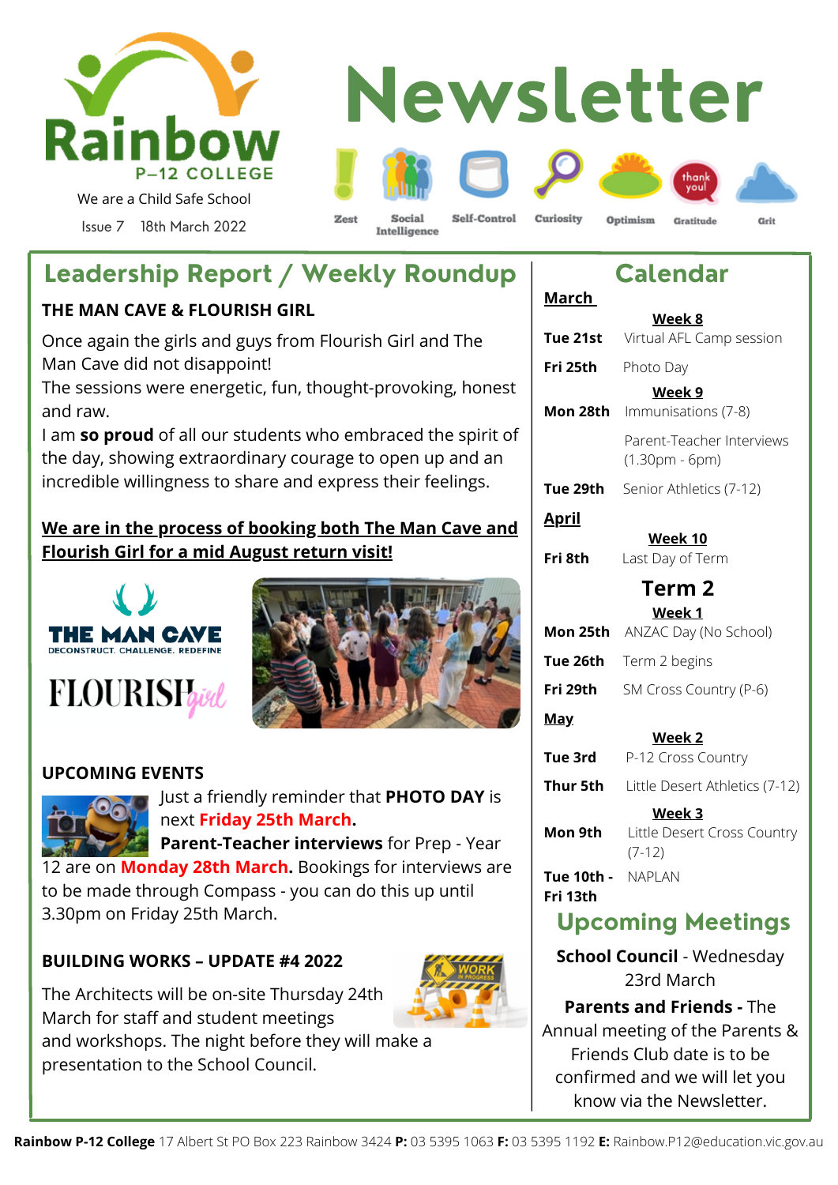# Rainbow P–12 COLLEGE

We are a Child Safe School

Issue 7 18th March 2022

# Newsletter

Zest | Social Intelligence | Self-Control | Curiosity | Optimism | Gratitude | Grit

## Leadership Report / Weekly Roundup

### THE MAN CAVE & FLOURISH GIRL

Once again the girls and guys from Flourish Girl and The Man Cave did not disappoint!

The sessions were energetic, fun, thought-provoking, honest and raw.

I am **so proud** of all our students who embraced the spirit of the day, showing extraordinary courage to open up and an incredible willingness to share and express their feelings.

**We are in the process of booking both The Man Cave and Flourish Girl for a mid August return visit!**

### UPCOMING EVENTS

Just a friendly reminder that **PHOTO DAY** is next **Friday 25th March.**

**Parent-Teacher interviews** for Prep - Year 12 are on **Monday 28th March.** Bookings for interviews are to be made through Compass - you can do this up until 3.30pm on Friday 25th March.

### BUILDING WORKS – UPDATE #4 2022

The Architects will be on-site Thursday 24th March for staff and student meetings and workshops. The night before they will make a presentation to the School Council.

## Calendar

**March**

**Week 8**

| | |
|---|---|
| **Tue 21st** | Virtual AFL Camp session |
| **Fri 25th** | Photo Day |

**Week 9**

| | |
|---|---|
| **Mon 28th** | Immunisations (7-8) |
| | Parent-Teacher Interviews (1.30pm - 6pm) |
| **Tue 29th** | Senior Athletics (7-12) |

**April**

**Week 10**

| | |
|---|---|
| **Fri 8th** | Last Day of Term |

### Term 2

**Week 1**

| | |
|---|---|
| **Mon 25th** | ANZAC Day (No School) |
| **Tue 26th** | Term 2 begins |
| **Fri 29th** | SM Cross Country (P-6) |

**May**

**Week 2**

| | |
|---|---|
| **Tue 3rd** | P-12 Cross Country |
| **Thur 5th** | Little Desert Athletics (7-12) |

**Week 3**

| | |
|---|---|
| **Mon 9th** | Little Desert Cross Country (7-12) |
| **Tue 10th - Fri 13th** | NAPLAN |

## Upcoming Meetings

**School Council** - Wednesday 23rd March

**Parents and Friends -** The Annual meeting of the Parents & Friends Club date is to be confirmed and we will let you know via the Newsletter.

**Rainbow P-12 College** 17 Albert St PO Box 223 Rainbow 3424 **P:** 03 5395 1063 **F:** 03 5395 1192 **E:** Rainbow.P12@education.vic.gov.au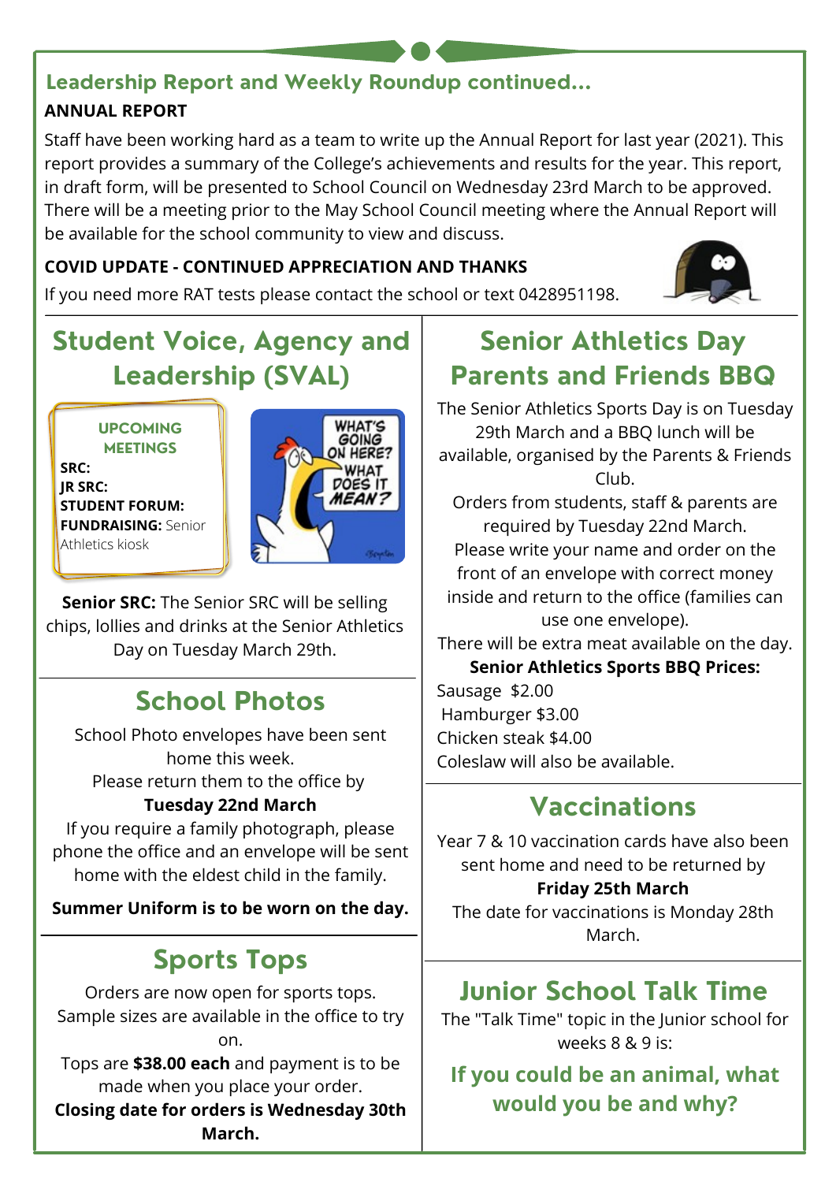## Leadership Report and Weekly Roundup continued...

**ANNUAL REPORT**

Staff have been working hard as a team to write up the Annual Report for last year (2021). This report provides a summary of the College's achievements and results for the year. This report, in draft form, will be presented to School Council on Wednesday 23rd March to be approved. There will be a meeting prior to the May School Council meeting where the Annual Report will be available for the school community to view and discuss.

**COVID UPDATE - CONTINUED APPRECIATION AND THANKS**

If you need more RAT tests please contact the school or text 0428951198.

## Student Voice, Agency and Leadership (SVAL)

**UPCOMING MEETINGS**

**SRC:**
**JR SRC:**
**STUDENT FORUM:**
**FUNDRAISING:** Senior Athletics kiosk

**Senior SRC:** The Senior SRC will be selling chips, lollies and drinks at the Senior Athletics Day on Tuesday March 29th.

## School Photos

School Photo envelopes have been sent home this week.
Please return them to the office by
**Tuesday 22nd March**
If you require a family photograph, please phone the office and an envelope will be sent home with the eldest child in the family.

**Summer Uniform is to be worn on the day.**

## Sports Tops

Orders are now open for sports tops. Sample sizes are available in the office to try on.
Tops are **$38.00 each** and payment is to be made when you place your order.
**Closing date for orders is Wednesday 30th March.**

## Senior Athletics Day Parents and Friends BBQ

The Senior Athletics Sports Day is on Tuesday 29th March and a BBQ lunch will be available, organised by the Parents & Friends Club.
Orders from students, staff & parents are required by Tuesday 22nd March.
Please write your name and order on the front of an envelope with correct money inside and return to the office (families can use one envelope).
There will be extra meat available on the day.

**Senior Athletics Sports BBQ Prices:**

Sausage $2.00
Hamburger $3.00
Chicken steak $4.00
Coleslaw will also be available.

## Vaccinations

Year 7 & 10 vaccination cards have also been sent home and need to be returned by
**Friday 25th March**
The date for vaccinations is Monday 28th March.

## Junior School Talk Time

The "Talk Time" topic in the Junior school for weeks 8 & 9 is:

**If you could be an animal, what would you be and why?**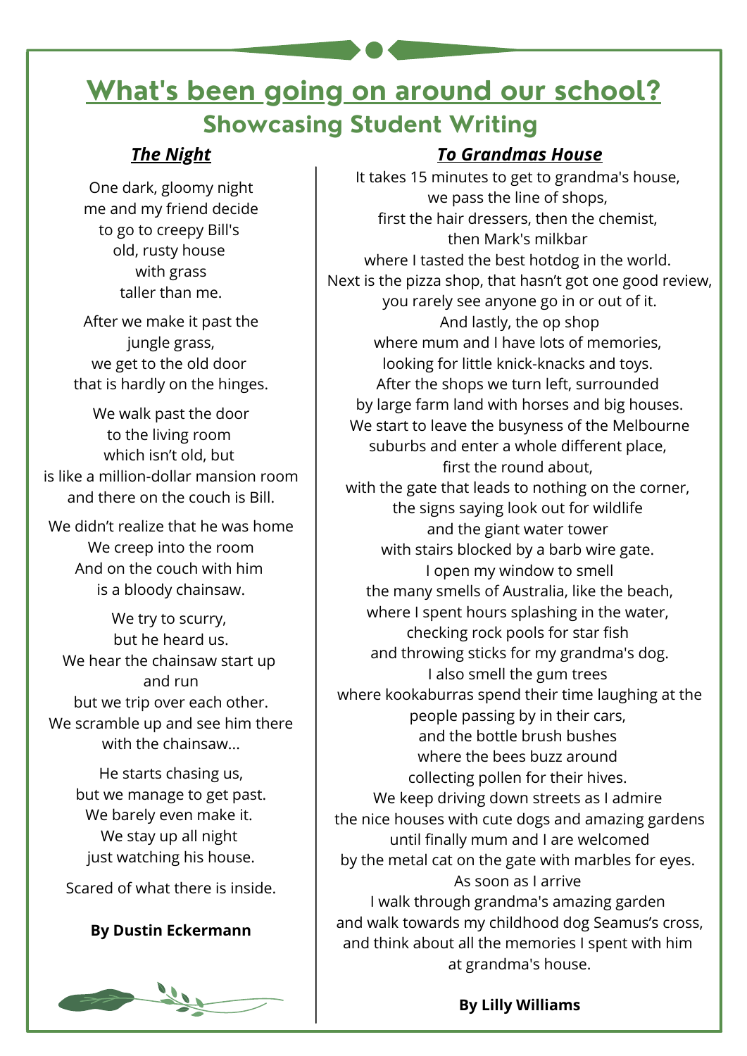# What's been going on around our school?

## Showcasing Student Writing

### ***The Night***

One dark, gloomy night
me and my friend decide
to go to creepy Bill's
old, rusty house
with grass
taller than me.

After we make it past the
jungle grass,
we get to the old door
that is hardly on the hinges.

We walk past the door
to the living room
which isn't old, but
is like a million-dollar mansion room
and there on the couch is Bill.

We didn't realize that he was home
We creep into the room
And on the couch with him
is a bloody chainsaw.

We try to scurry,
but he heard us.
We hear the chainsaw start up
and run
but we trip over each other.
We scramble up and see him there
with the chainsaw...

He starts chasing us,
but we manage to get past.
We barely even make it.
We stay up all night
just watching his house.

Scared of what there is inside.

**By Dustin Eckermann**

### ***To Grandmas House***

It takes 15 minutes to get to grandma's house,
we pass the line of shops,
first the hair dressers, then the chemist,
then Mark's milkbar
where I tasted the best hotdog in the world.
Next is the pizza shop, that hasn't got one good review,
you rarely see anyone go in or out of it.
And lastly, the op shop
where mum and I have lots of memories,
looking for little knick-knacks and toys.
After the shops we turn left, surrounded
by large farm land with horses and big houses.
We start to leave the busyness of the Melbourne
suburbs and enter a whole different place,
first the round about,
with the gate that leads to nothing on the corner,
the signs saying look out for wildlife
and the giant water tower
with stairs blocked by a barb wire gate.
I open my window to smell
the many smells of Australia, like the beach,
where I spent hours splashing in the water,
checking rock pools for star fish
and throwing sticks for my grandma's dog.
I also smell the gum trees
where kookaburras spend their time laughing at the
people passing by in their cars,
and the bottle brush bushes
where the bees buzz around
collecting pollen for their hives.
We keep driving down streets as I admire
the nice houses with cute dogs and amazing gardens
until finally mum and I are welcomed
by the metal cat on the gate with marbles for eyes.
As soon as I arrive
I walk through grandma's amazing garden
and walk towards my childhood dog Seamus's cross,
and think about all the memories I spent with him
at grandma's house.

**By Lilly Williams**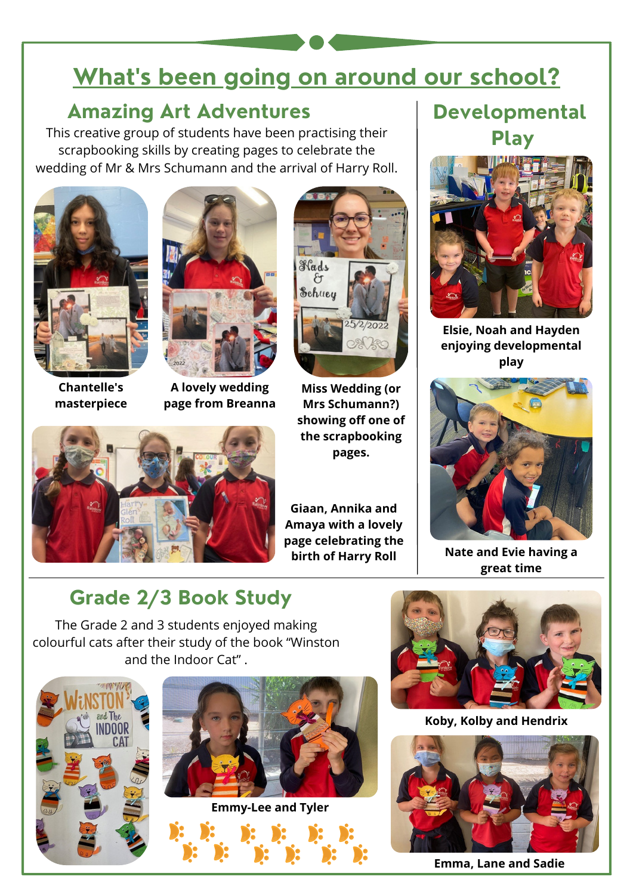# What's been going on around our school?

## Amazing Art Adventures

This creative group of students have been practising their scrapbooking skills by creating pages to celebrate the wedding of Mr & Mrs Schumann and the arrival of Harry Roll.

**Chantelle's masterpiece**

**A lovely wedding page from Breanna**

**Miss Wedding (or Mrs Schumann?) showing off one of the scrapbooking pages.**

**Giaan, Annika and Amaya with a lovely page celebrating the birth of Harry Roll**

## Developmental Play

**Elsie, Noah and Hayden enjoying developmental play**

**Nate and Evie having a great time**

## Grade 2/3 Book Study

The Grade 2 and 3 students enjoyed making colourful cats after their study of the book "Winston and the Indoor Cat" .

**Emmy-Lee and Tyler**

**Koby, Kolby and Hendrix**

**Emma, Lane and Sadie**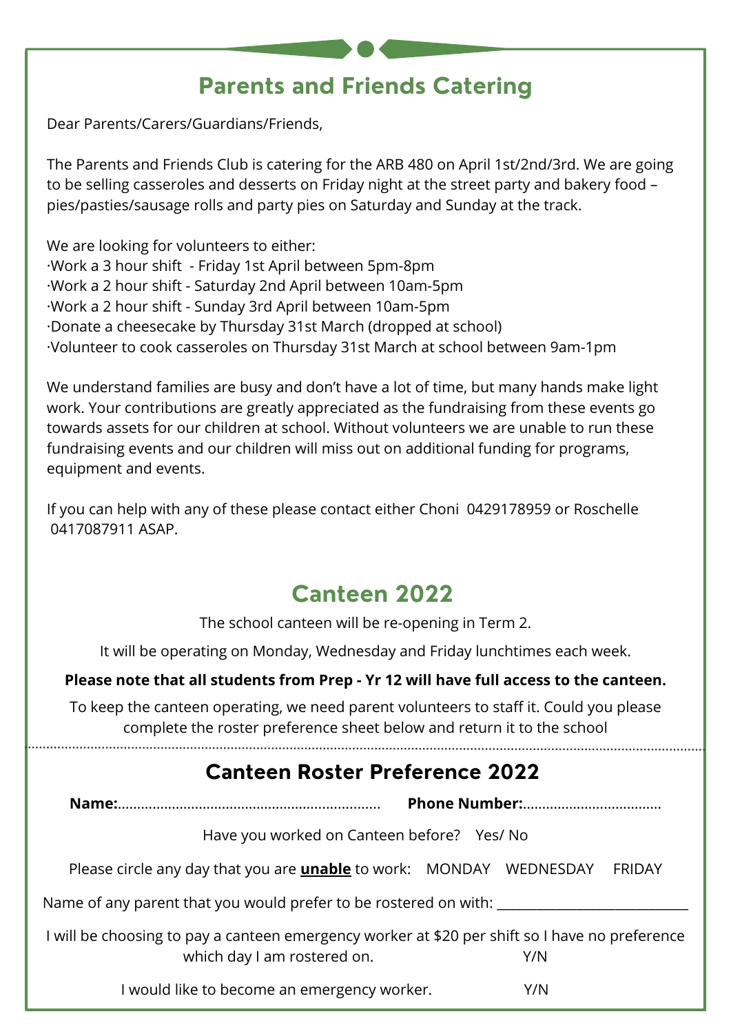## Parents and Friends Catering

Dear Parents/Carers/Guardians/Friends,

The Parents and Friends Club is catering for the ARB 480 on April 1st/2nd/3rd. We are going to be selling casseroles and desserts on Friday night at the street party and bakery food – pies/pasties/sausage rolls and party pies on Saturday and Sunday at the track.

We are looking for volunteers to either:

- Work a 3 hour shift - Friday 1st April between 5pm-8pm
- Work a 2 hour shift - Saturday 2nd April between 10am-5pm
- Work a 2 hour shift - Sunday 3rd April between 10am-5pm
- Donate a cheesecake by Thursday 31st March (dropped at school)
- Volunteer to cook casseroles on Thursday 31st March at school between 9am-1pm

We understand families are busy and don't have a lot of time, but many hands make light work. Your contributions are greatly appreciated as the fundraising from these events go towards assets for our children at school. Without volunteers we are unable to run these fundraising events and our children will miss out on additional funding for programs, equipment and events.

If you can help with any of these please contact either Choni 0429178959 or Roschelle 0417087911 ASAP.

## Canteen 2022

The school canteen will be re-opening in Term 2.

It will be operating on Monday, Wednesday and Friday lunchtimes each week.

**Please note that all students from Prep - Yr 12 will have full access to the canteen.**

To keep the canteen operating, we need parent volunteers to staff it. Could you please complete the roster preference sheet below and return it to the school

## Canteen Roster Preference 2022

**Name:**.................................................................... **Phone Number:**...................................

Have you worked on Canteen before? Yes/ No

Please circle any day that you are **unable** to work: MONDAY WEDNESDAY FRIDAY

Name of any parent that you would prefer to be rostered on with: ____________________________

I will be choosing to pay a canteen emergency worker at $20 per shift so I have no preference which day I am rostered on. Y/N

I would like to become an emergency worker. Y/N